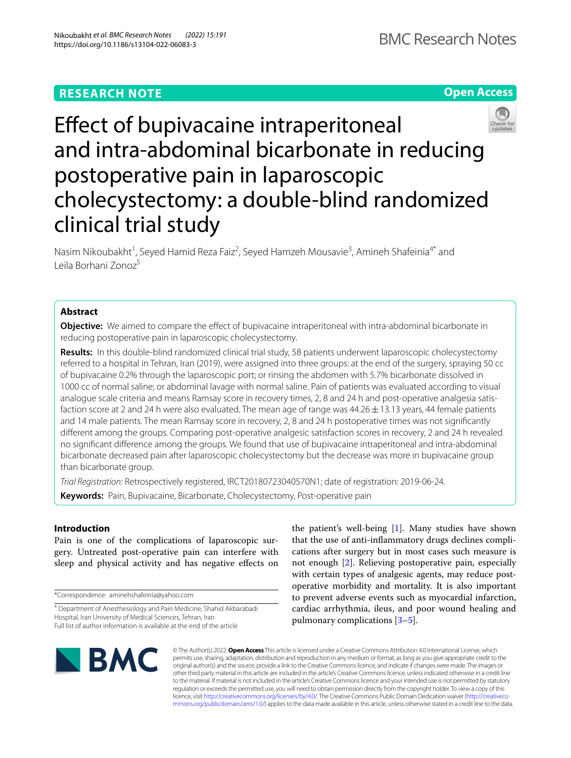RESEARCH NOTE

Open Access

# Effect of bupivacaine intraperitoneal and intra-abdominal bicarbonate in reducing postoperative pain in laparoscopic cholecystectomy: a double-blind randomized clinical trial study

Nasim Nikoubakht[1], Seyed Hamid Reza Faiz[2], Seyed Hamzeh Mousavie[3], Amineh Shafeinia[4*] and Leila Borhani Zonoz[5]

## Abstract

**Objective:** We aimed to compare the effect of bupivacaine intraperitoneal with intra-abdominal bicarbonate in reducing postoperative pain in laparoscopic cholecystectomy.

**Results:** In this double-blind randomized clinical trial study, 58 patients underwent laparoscopic cholecystectomy referred to a hospital in Tehran, Iran (2019), were assigned into three groups: at the end of the surgery, spraying 50 cc of bupivacaine 0.2% through the laparoscopic port; or rinsing the abdomen with 5.7% bicarbonate dissolved in 1000 cc of normal saline; or abdominal lavage with normal saline. Pain of patients was evaluated according to visual analogue scale criteria and means Ramsay score in recovery times, 2, 8 and 24 h and post-operative analgesia satisfaction score at 2 and 24 h were also evaluated. The mean age of range was 44.26 ± 13.13 years, 44 female patients and 14 male patients. The mean Ramsay score in recovery, 2, 8 and 24 h postoperative times was not significantly different among the groups. Comparing post-operative analgesic satisfaction scores in recovery, 2 and 24 h revealed no significant difference among the groups. We found that use of bupivacaine intraperitoneal and intra-abdominal bicarbonate decreased pain after laparoscopic cholecystectomy but the decrease was more in bupivacaine group than bicarbonate group.

*Trial Registration:* Retrospectively registered, IRCT20180723040570N1; date of registration: 2019-06-24.

**Keywords:** Pain, Bupivacaine, Bicarbonate, Cholecystectomy, Post-operative pain

## Introduction

Pain is one of the complications of laparoscopic surgery. Untreated post-operative pain can interfere with sleep and physical activity and has negative effects on the patient's well-being [1]. Many studies have shown that the use of anti-inflammatory drugs declines complications after surgery but in most cases such measure is not enough [2]. Relieving postoperative pain, especially with certain types of analgesic agents, may reduce postoperative morbidity and mortality. It is also important to prevent adverse events such as myocardial infarction, cardiac arrhythmia, ileus, and poor wound healing and pulmonary complications [3–5].

*Correspondence: aminehshafeinia@yahoo.com

[4] Department of Anesthesiology and Pain Medicine, Shahid Akbarabadi Hospital, Iran University of Medical Sciences, Tehran, Iran

Full list of author information is available at the end of the article

© The Author(s) 2022. **Open Access** This article is licensed under a Creative Commons Attribution 4.0 International License, which permits use, sharing, adaptation, distribution and reproduction in any medium or format, as long as you give appropriate credit to the original author(s) and the source, provide a link to the Creative Commons licence, and indicate if changes were made. The images or other third party material in this article are included in the article's Creative Commons licence, unless indicated otherwise in a credit line to the material. If material is not included in the article's Creative Commons licence and your intended use is not permitted by statutory regulation or exceeds the permitted use, you will need to obtain permission directly from the copyright holder. To view a copy of this licence, visit http://creativecommons.org/licenses/by/4.0/. The Creative Commons Public Domain Dedication waiver (http://creativecommons.org/publicdomain/zero/1.0/) applies to the data made available in this article, unless otherwise stated in a credit line to the data.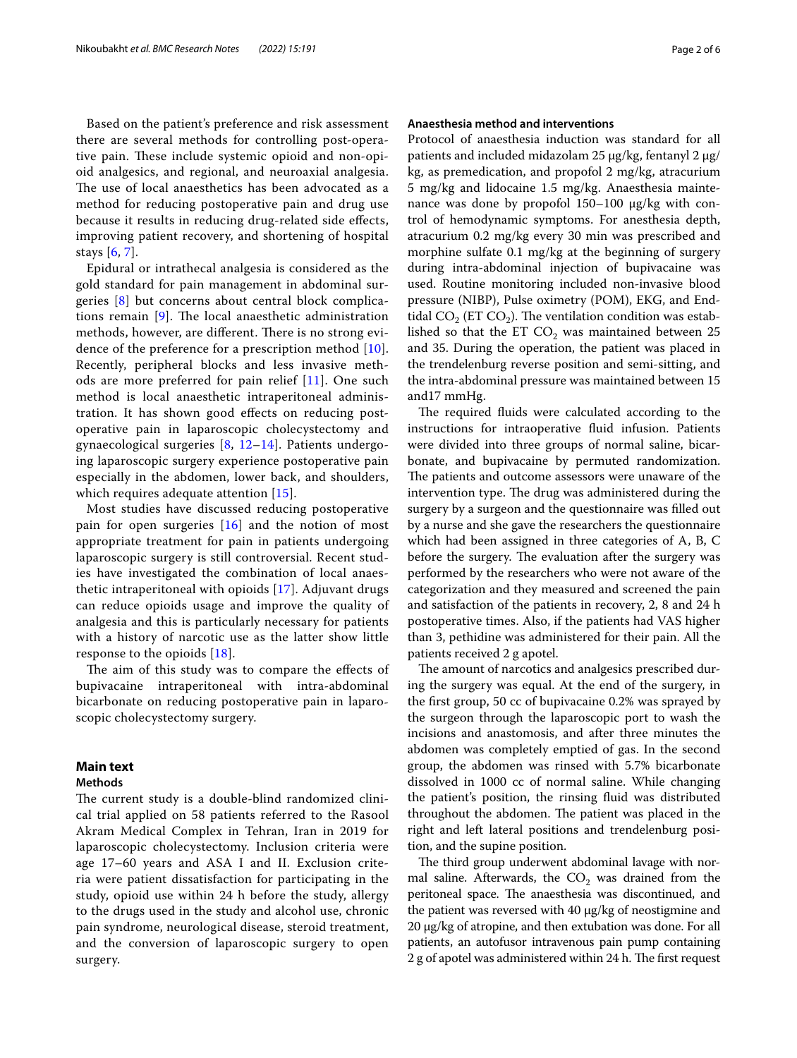Based on the patient's preference and risk assessment there are several methods for controlling post-operative pain. These include systemic opioid and non-opioid analgesics, and regional, and neuroaxial analgesia. The use of local anaesthetics has been advocated as a method for reducing postoperative pain and drug use because it results in reducing drug-related side effects, improving patient recovery, and shortening of hospital stays [6, 7].

Epidural or intrathecal analgesia is considered as the gold standard for pain management in abdominal surgeries [8] but concerns about central block complications remain [9]. The local anaesthetic administration methods, however, are different. There is no strong evidence of the preference for a prescription method [10]. Recently, peripheral blocks and less invasive methods are more preferred for pain relief [11]. One such method is local anaesthetic intraperitoneal administration. It has shown good effects on reducing postoperative pain in laparoscopic cholecystectomy and gynaecological surgeries [8, 12–14]. Patients undergoing laparoscopic surgery experience postoperative pain especially in the abdomen, lower back, and shoulders, which requires adequate attention [15].

Most studies have discussed reducing postoperative pain for open surgeries [16] and the notion of most appropriate treatment for pain in patients undergoing laparoscopic surgery is still controversial. Recent studies have investigated the combination of local anaesthetic intraperitoneal with opioids [17]. Adjuvant drugs can reduce opioids usage and improve the quality of analgesia and this is particularly necessary for patients with a history of narcotic use as the latter show little response to the opioids [18].

The aim of this study was to compare the effects of bupivacaine intraperitoneal with intra-abdominal bicarbonate on reducing postoperative pain in laparoscopic cholecystectomy surgery.

## Main text

### Methods

The current study is a double-blind randomized clinical trial applied on 58 patients referred to the Rasool Akram Medical Complex in Tehran, Iran in 2019 for laparoscopic cholecystectomy. Inclusion criteria were age 17–60 years and ASA I and II. Exclusion criteria were patient dissatisfaction for participating in the study, opioid use within 24 h before the study, allergy to the drugs used in the study and alcohol use, chronic pain syndrome, neurological disease, steroid treatment, and the conversion of laparoscopic surgery to open surgery.

### Anaesthesia method and interventions

Protocol of anaesthesia induction was standard for all patients and included midazolam 25 μg/kg, fentanyl 2 μg/kg, as premedication, and propofol 2 mg/kg, atracurium 5 mg/kg and lidocaine 1.5 mg/kg. Anaesthesia maintenance was done by propofol 150–100 μg/kg with control of hemodynamic symptoms. For anesthesia depth, atracurium 0.2 mg/kg every 30 min was prescribed and morphine sulfate 0.1 mg/kg at the beginning of surgery during intra-abdominal injection of bupivacaine was used. Routine monitoring included non-invasive blood pressure (NIBP), Pulse oximetry (POM), EKG, and End-tidal $CO_2$ (ET $CO_2$). The ventilation condition was established so that the ET $CO_2$ was maintained between 25 and 35. During the operation, the patient was placed in the trendelenburg reverse position and semi-sitting, and the intra-abdominal pressure was maintained between 15 and17 mmHg.

The required fluids were calculated according to the instructions for intraoperative fluid infusion. Patients were divided into three groups of normal saline, bicarbonate, and bupivacaine by permuted randomization. The patients and outcome assessors were unaware of the intervention type. The drug was administered during the surgery by a surgeon and the questionnaire was filled out by a nurse and she gave the researchers the questionnaire which had been assigned in three categories of A, B, C before the surgery. The evaluation after the surgery was performed by the researchers who were not aware of the categorization and they measured and screened the pain and satisfaction of the patients in recovery, 2, 8 and 24 h postoperative times. Also, if the patients had VAS higher than 3, pethidine was administered for their pain. All the patients received 2 g apotel.

The amount of narcotics and analgesics prescribed during the surgery was equal. At the end of the surgery, in the first group, 50 cc of bupivacaine 0.2% was sprayed by the surgeon through the laparoscopic port to wash the incisions and anastomosis, and after three minutes the abdomen was completely emptied of gas. In the second group, the abdomen was rinsed with 5.7% bicarbonate dissolved in 1000 cc of normal saline. While changing the patient's position, the rinsing fluid was distributed throughout the abdomen. The patient was placed in the right and left lateral positions and trendelenburg position, and the supine position.

The third group underwent abdominal lavage with normal saline. Afterwards, the $CO_2$ was drained from the peritoneal space. The anaesthesia was discontinued, and the patient was reversed with 40 μg/kg of neostigmine and 20 μg/kg of atropine, and then extubation was done. For all patients, an autofusor intravenous pain pump containing 2 g of apotel was administered within 24 h. The first request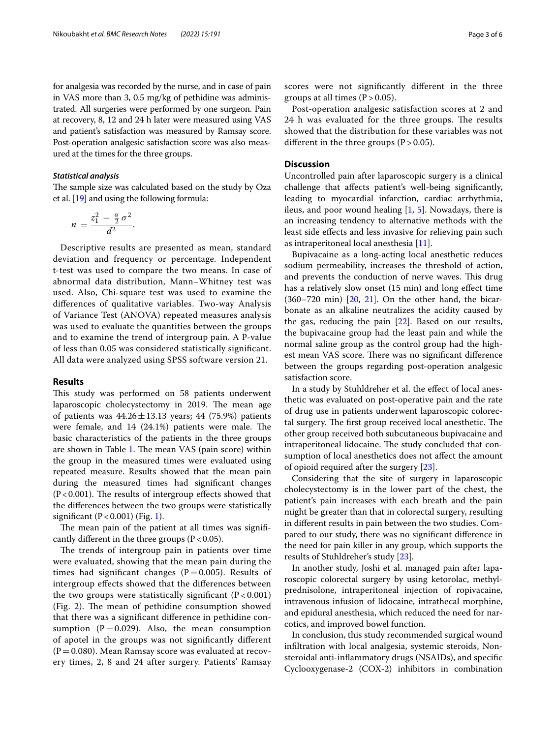for analgesia was recorded by the nurse, and in case of pain in VAS more than 3, 0.5 mg/kg of pethidine was administrated. All surgeries were performed by one surgeon. Pain at recovery, 8, 12 and 24 h later were measured using VAS and patient's satisfaction was measured by Ramsay score. Post-operation analgesic satisfaction score was also measured at the times for the three groups.

#### Statistical analysis

The sample size was calculated based on the study by Oza et al. [19] and using the following formula:

$$n = \frac{z_1^2 - \frac{\alpha}{2}\sigma^2}{d^2}.$$

Descriptive results are presented as mean, standard deviation and frequency or percentage. Independent t-test was used to compare the two means. In case of abnormal data distribution, Mann–Whitney test was used. Also, Chi-square test was used to examine the differences of qualitative variables. Two-way Analysis of Variance Test (ANOVA) repeated measures analysis was used to evaluate the quantities between the groups and to examine the trend of intergroup pain. A P-value of less than 0.05 was considered statistically significant. All data were analyzed using SPSS software version 21.

## Results

This study was performed on 58 patients underwent laparoscopic cholecystectomy in 2019. The mean age of patients was $44.26 \pm 13.13$ years; 44 (75.9%) patients were female, and 14 (24.1%) patients were male. The basic characteristics of the patients in the three groups are shown in Table 1. The mean VAS (pain score) within the group in the measured times were evaluated using repeated measure. Results showed that the mean pain during the measured times had significant changes ($P < 0.001$). The results of intergroup effects showed that the differences between the two groups were statistically significant ($P < 0.001$) (Fig. 1).

The mean pain of the patient at all times was significantly different in the three groups ($P < 0.05$).

The trends of intergroup pain in patients over time were evaluated, showing that the mean pain during the times had significant changes ($P = 0.005$). Results of intergroup effects showed that the differences between the two groups were statistically significant ($P < 0.001$) (Fig. 2). The mean of pethidine consumption showed that there was a significant difference in pethidine consumption ($P = 0.029$). Also, the mean consumption of apotel in the groups was not significantly different ($P = 0.080$). Mean Ramsay score was evaluated at recovery times, 2, 8 and 24 after surgery. Patients' Ramsay scores were not significantly different in the three groups at all times ($P > 0.05$).

Post-operation analgesic satisfaction scores at 2 and 24 h was evaluated for the three groups. The results showed that the distribution for these variables was not different in the three groups ($P > 0.05$).

## Discussion

Uncontrolled pain after laparoscopic surgery is a clinical challenge that affects patient's well-being significantly, leading to myocardial infarction, cardiac arrhythmia, ileus, and poor wound healing [1, 5]. Nowadays, there is an increasing tendency to alternative methods with the least side effects and less invasive for relieving pain such as intraperitoneal local anesthesia [11].

Bupivacaine as a long-acting local anesthetic reduces sodium permeability, increases the threshold of action, and prevents the conduction of nerve waves. This drug has a relatively slow onset (15 min) and long effect time (360–720 min) [20, 21]. On the other hand, the bicarbonate as an alkaline neutralizes the acidity caused by the gas, reducing the pain [22]. Based on our results, the bupivacaine group had the least pain and while the normal saline group as the control group had the highest mean VAS score. There was no significant difference between the groups regarding post-operation analgesic satisfaction score.

In a study by Stuhldreher et al. the effect of local anesthetic was evaluated on post-operative pain and the rate of drug use in patients underwent laparoscopic colorectal surgery. The first group received local anesthetic. The other group received both subcutaneous bupivacaine and intraperitoneal lidocaine. The study concluded that consumption of local anesthetics does not affect the amount of opioid required after the surgery [23].

Considering that the site of surgery in laparoscopic cholecystectomy is in the lower part of the chest, the patient's pain increases with each breath and the pain might be greater than that in colorectal surgery, resulting in different results in pain between the two studies. Compared to our study, there was no significant difference in the need for pain killer in any group, which supports the results of Stuhldreher's study [23].

In another study, Joshi et al. managed pain after laparoscopic colorectal surgery by using ketorolac, methylprednisolone, intraperitoneal injection of ropivacaine, intravenous infusion of lidocaine, intrathecal morphine, and epidural anesthesia, which reduced the need for narcotics, and improved bowel function.

In conclusion, this study recommended surgical wound infiltration with local analgesia, systemic steroids, Nonsteroidal anti-inflammatory drugs (NSAIDs), and specific Cyclooxygenase-2 (COX-2) inhibitors in combination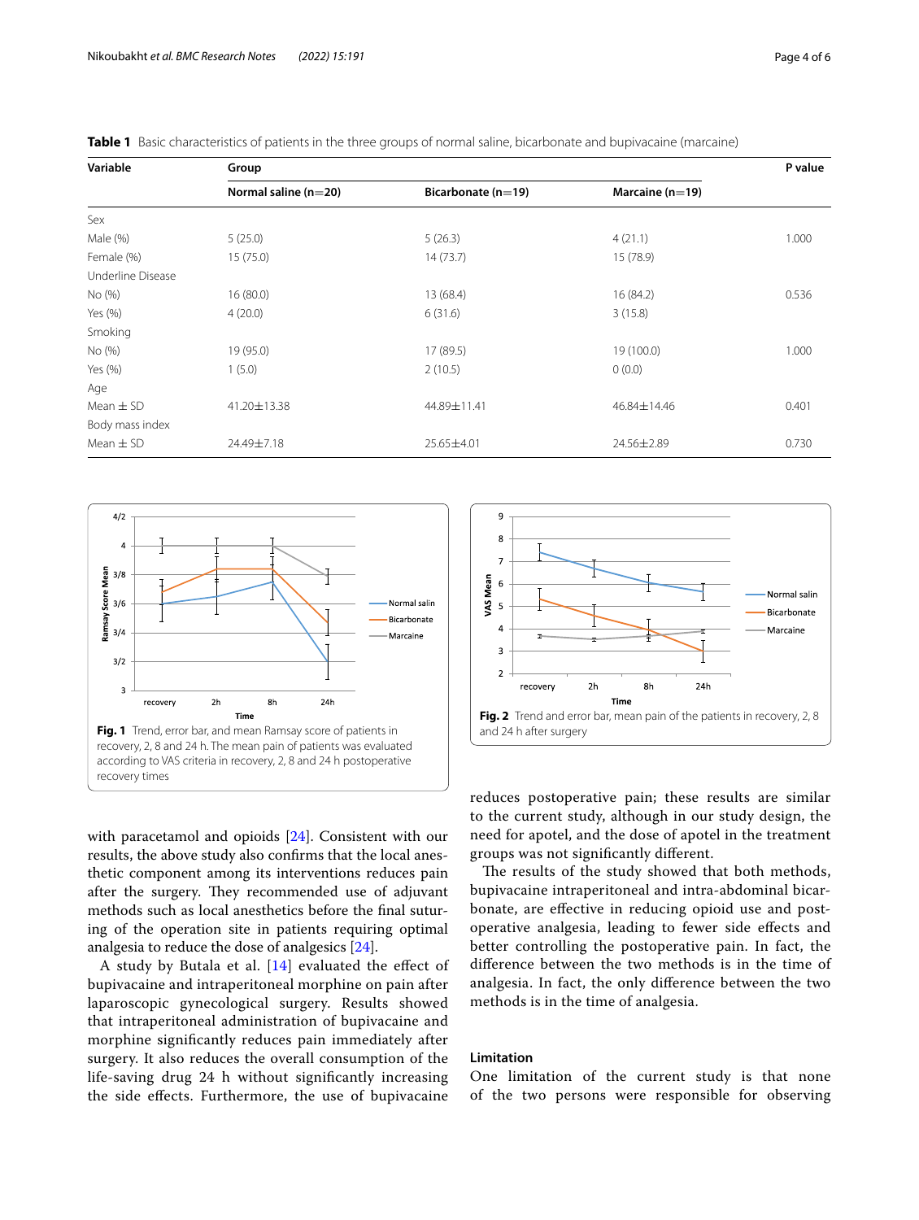**Table 1** Basic characteristics of patients in the three groups of normal saline, bicarbonate and bupivacaine (marcaine)

| Variable | Group | | | P value |
|---|---|---|---|---|
| | Normal saline (n=20) | Bicarbonate (n=19) | Marcaine (n=19) | |
| Sex | | | | |
| Male (%) | 5 (25.0) | 5 (26.3) | 4 (21.1) | 1.000 |
| Female (%) | 15 (75.0) | 14 (73.7) | 15 (78.9) | |
| Underline Disease | | | | |
| No (%) | 16 (80.0) | 13 (68.4) | 16 (84.2) | 0.536 |
| Yes (%) | 4 (20.0) | 6 (31.6) | 3 (15.8) | |
| Smoking | | | | |
| No (%) | 19 (95.0) | 17 (89.5) | 19 (100.0) | 1.000 |
| Yes (%) | 1 (5.0) | 2 (10.5) | 0 (0.0) | |
| Age | | | | |
| Mean ± SD | 41.20±13.38 | 44.89±11.41 | 46.84±14.46 | 0.401 |
| Body mass index | | | | |
| Mean ± SD | 24.49±7.18 | 25.65±4.01 | 24.56±2.89 | 0.730 |

**Fig. 1** Trend, error bar, and mean Ramsay score of patients in recovery, 2, 8 and 24 h. The mean pain of patients was evaluated according to VAS criteria in recovery, 2, 8 and 24 h postoperative recovery times

**Fig. 2** Trend and error bar, mean pain of the patients in recovery, 2, 8 and 24 h after surgery

with paracetamol and opioids [24]. Consistent with our results, the above study also confirms that the local anesthetic component among its interventions reduces pain after the surgery. They recommended use of adjuvant methods such as local anesthetics before the final suturing of the operation site in patients requiring optimal analgesia to reduce the dose of analgesics [24].

A study by Butala et al. [14] evaluated the effect of bupivacaine and intraperitoneal morphine on pain after laparoscopic gynecological surgery. Results showed that intraperitoneal administration of bupivacaine and morphine significantly reduces pain immediately after surgery. It also reduces the overall consumption of the life-saving drug 24 h without significantly increasing the side effects. Furthermore, the use of bupivacaine reduces postoperative pain; these results are similar to the current study, although in our study design, the need for apotel, and the dose of apotel in the treatment groups was not significantly different.

The results of the study showed that both methods, bupivacaine intraperitoneal and intra-abdominal bicarbonate, are effective in reducing opioid use and postoperative analgesia, leading to fewer side effects and better controlling the postoperative pain. In fact, the difference between the two methods is in the time of analgesia. In fact, the only difference between the two methods is in the time of analgesia.

## Limitation

One limitation of the current study is that none of the two persons were responsible for observing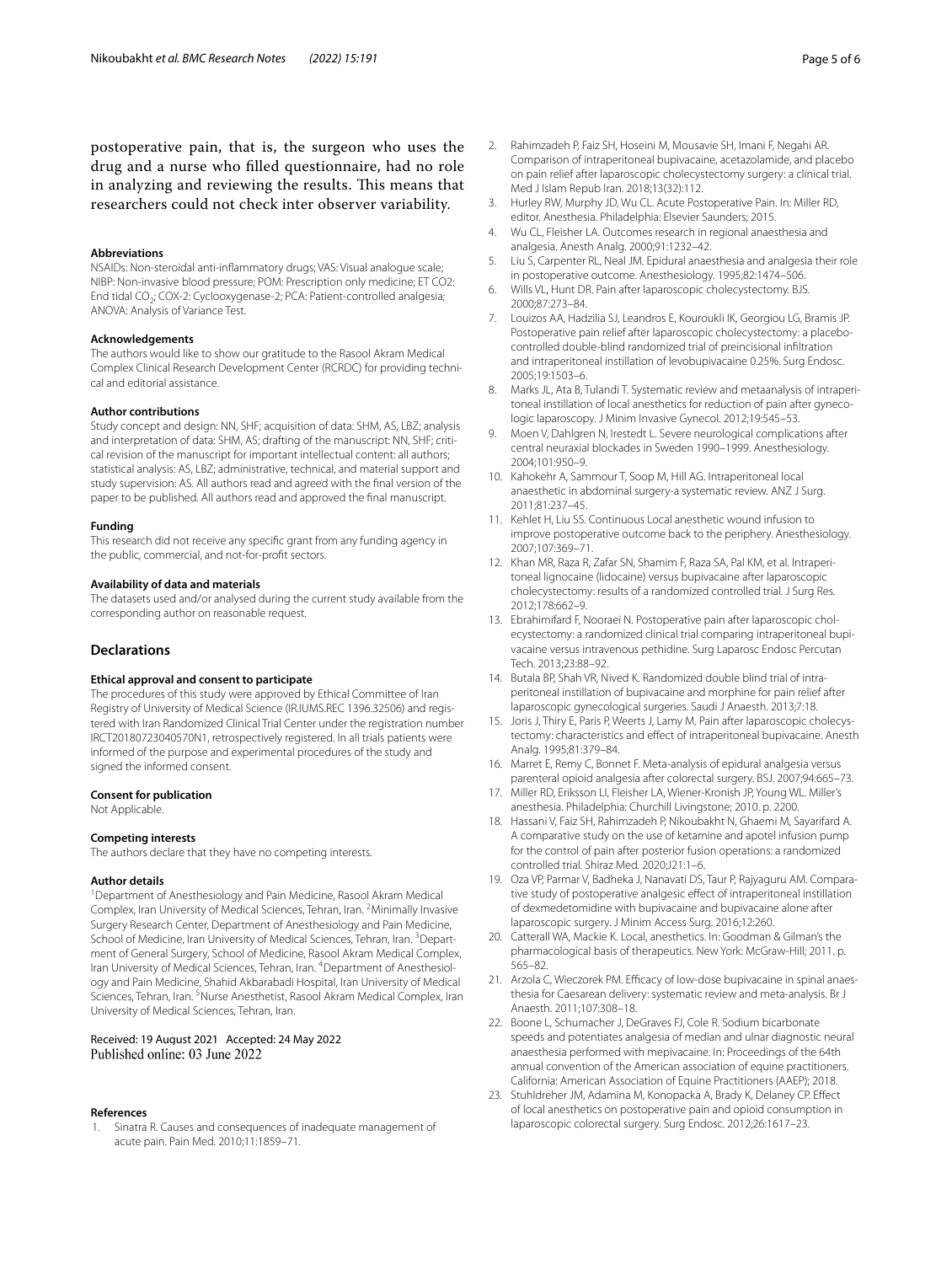postoperative pain, that is, the surgeon who uses the drug and a nurse who filled questionnaire, had no role in analyzing and reviewing the results. This means that researchers could not check inter observer variability.

#### Abbreviations

NSAIDs: Non-steroidal anti-inflammatory drugs; VAS: Visual analogue scale; NIBP: Non-invasive blood pressure; POM: Prescription only medicine; ET CO2: End tidal $CO_2$; COX-2: Cyclooxygenase-2; PCA: Patient-controlled analgesia; ANOVA: Analysis of Variance Test.

#### Acknowledgements

The authors would like to show our gratitude to the Rasool Akram Medical Complex Clinical Research Development Center (RCRDC) for providing technical and editorial assistance.

#### Author contributions

Study concept and design: NN, SHF; acquisition of data: SHM, AS, LBZ; analysis and interpretation of data: SHM, AS; drafting of the manuscript: NN, SHF; critical revision of the manuscript for important intellectual content: all authors; statistical analysis: AS, LBZ; administrative, technical, and material support and study supervision: AS. All authors read and agreed with the final version of the paper to be published. All authors read and approved the final manuscript.

#### Funding

This research did not receive any specific grant from any funding agency in the public, commercial, and not-for-profit sectors.

#### Availability of data and materials

The datasets used and/or analysed during the current study available from the corresponding author on reasonable request.

## Declarations

#### Ethical approval and consent to participate

The procedures of this study were approved by Ethical Committee of Iran Registry of University of Medical Science (IR.IUMS.REC 1396.32506) and registered with Iran Randomized Clinical Trial Center under the registration number IRCT20180723040570N1, retrospectively registered. In all trials patients were informed of the purpose and experimental procedures of the study and signed the informed consent.

#### Consent for publication

Not Applicable.

#### Competing interests

The authors declare that they have no competing interests.

#### Author details

[1]Department of Anesthesiology and Pain Medicine, Rasool Akram Medical Complex, Iran University of Medical Sciences, Tehran, Iran. [2]Minimally Invasive Surgery Research Center, Department of Anesthesiology and Pain Medicine, School of Medicine, Iran University of Medical Sciences, Tehran, Iran. [3]Department of General Surgery, School of Medicine, Rasool Akram Medical Complex, Iran University of Medical Sciences, Tehran, Iran. [4]Department of Anesthesiology and Pain Medicine, Shahid Akbarabadi Hospital, Iran University of Medical Sciences, Tehran, Iran. [5]Nurse Anesthetist, Rasool Akram Medical Complex, Iran University of Medical Sciences, Tehran, Iran.

Received: 19 August 2021 Accepted: 24 May 2022
Published online: 03 June 2022

#### References

1. Sinatra R. Causes and consequences of inadequate management of acute pain. Pain Med. 2010;11:1859–71.
2. Rahimzadeh P, Faiz SH, Hoseini M, Mousavie SH, Imani F, Negahi AR. Comparison of intraperitoneal bupivacaine, acetazolamide, and placebo on pain relief after laparoscopic cholecystectomy surgery: a clinical trial. Med J Islam Repub Iran. 2018;13(32):112.
3. Hurley RW, Murphy JD, Wu CL. Acute Postoperative Pain. In: Miller RD, editor. Anesthesia. Philadelphia: Elsevier Saunders; 2015.
4. Wu CL, Fleisher LA. Outcomes research in regional anaesthesia and analgesia. Anesth Analg. 2000;91:1232–42.
5. Liu S, Carpenter RL, Neal JM. Epidural anaesthesia and analgesia their role in postoperative outcome. Anesthesiology. 1995;82:1474–506.
6. Wills VL, Hunt DR. Pain after laparoscopic cholecystectomy. BJS. 2000;87:273–84.
7. Louizos AA, Hadzilia SJ, Leandros E, Kouroukli IK, Georgiou LG, Bramis JP. Postoperative pain relief after laparoscopic cholecystectomy: a placebo-controlled double-blind randomized trial of preincisional infiltration and intraperitoneal instillation of levobupivacaine 0.25%. Surg Endosc. 2005;19:1503–6.
8. Marks JL, Ata B, Tulandi T. Systematic review and metaanalysis of intraperitoneal instillation of local anesthetics for reduction of pain after gynecologic laparoscopy. J Minim Invasive Gynecol. 2012;19:545–53.
9. Moen V, Dahlgren N, Irestedt L. Severe neurological complications after central neuraxial blockades in Sweden 1990–1999. Anesthesiology. 2004;101:950–9.
10. Kahokehr A, Sammour T, Soop M, Hill AG. Intraperitoneal local anaesthetic in abdominal surgery-a systematic review. ANZ J Surg. 2011;81:237–45.
11. Kehlet H, Liu SS. Continuous Local anesthetic wound infusion to improve postoperative outcome back to the periphery. Anesthesiology. 2007;107:369–71.
12. Khan MR, Raza R, Zafar SN, Shamim F, Raza SA, Pal KM, et al. Intraperitoneal lignocaine (lidocaine) versus bupivacaine after laparoscopic cholecystectomy: results of a randomized controlled trial. J Surg Res. 2012;178:662–9.
13. Ebrahimifard F, Nooraei N. Postoperative pain after laparoscopic cholecystectomy: a randomized clinical trial comparing intraperitoneal bupivacaine versus intravenous pethidine. Surg Laparosc Endosc Percutan Tech. 2013;23:88–92.
14. Butala BP, Shah VR, Nived K. Randomized double blind trial of intraperitoneal instillation of bupivacaine and morphine for pain relief after laparoscopic gynecological surgeries. Saudi J Anaesth. 2013;7:18.
15. Joris J, Thiry E, Paris P, Weerts J, Lamy M. Pain after laparoscopic cholecystectomy: characteristics and effect of intraperitoneal bupivacaine. Anesth Analg. 1995;81:379–84.
16. Marret E, Remy C, Bonnet F. Meta-analysis of epidural analgesia versus parenteral opioid analgesia after colorectal surgery. BSJ. 2007;94:665–73.
17. Miller RD, Eriksson LI, Fleisher LA, Wiener-Kronish JP, Young WL. Miller's anesthesia. Philadelphia: Churchill Livingstone; 2010. p. 2200.
18. Hassani V, Faiz SH, Rahimzadeh P, Nikoubakht N, Ghaemi M, Sayarifard A. A comparative study on the use of ketamine and apotel infusion pump for the control of pain after posterior fusion operations: a randomized controlled trial. Shiraz Med. 2020;J21:1–6.
19. Oza VP, Parmar V, Badheka J, Nanavati DS, Taur P, Rajyaguru AM. Comparative study of postoperative analgesic effect of intraperitoneal instillation of dexmedetomidine with bupivacaine and bupivacaine alone after laparoscopic surgery. J Minim Access Surg. 2016;12:260.
20. Catterall WA, Mackie K. Local, anesthetics. In: Goodman & Gilman's the pharmacological basis of therapeutics. New York: McGraw-Hill; 2011. p. 565–82.
21. Arzola C, Wieczorek PM. Efficacy of low-dose bupivacaine in spinal anaesthesia for Caesarean delivery: systematic review and meta-analysis. Br J Anaesth. 2011;107:308–18.
22. Boone L, Schumacher J, DeGraves FJ, Cole R. Sodium bicarbonate speeds and potentiates analgesia of median and ulnar diagnostic neural anaesthesia performed with mepivacaine. In: Proceedings of the 64th annual convention of the American association of equine practitioners. California: American Association of Equine Practitioners (AAEP); 2018.
23. Stuhldreher JM, Adamina M, Konopacka A, Brady K, Delaney CP. Effect of local anesthetics on postoperative pain and opioid consumption in laparoscopic colorectal surgery. Surg Endosc. 2012;26:1617–23.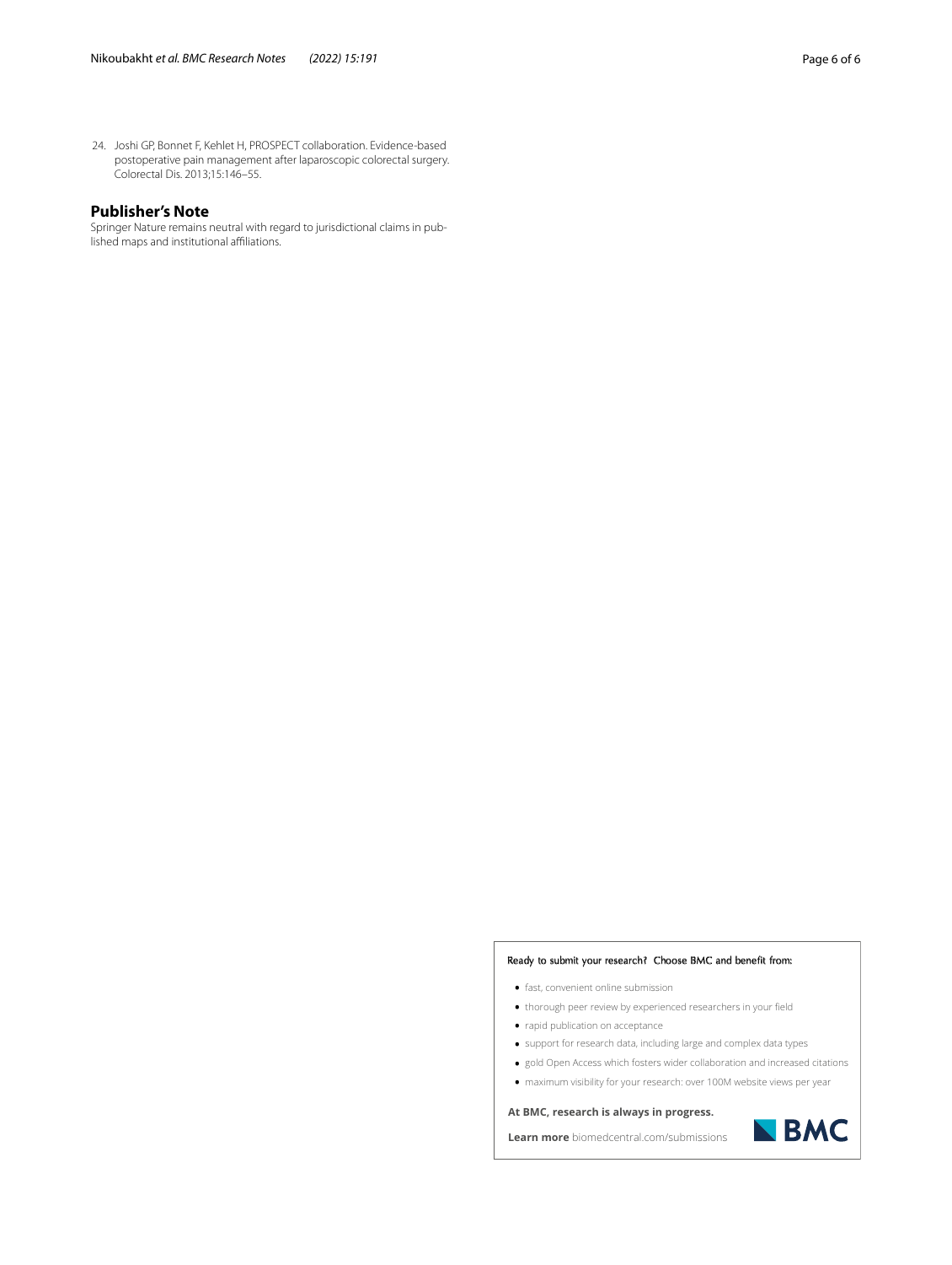24. Joshi GP, Bonnet F, Kehlet H, PROSPECT collaboration. Evidence-based postoperative pain management after laparoscopic colorectal surgery. Colorectal Dis. 2013;15:146–55.

## Publisher's Note

Springer Nature remains neutral with regard to jurisdictional claims in published maps and institutional affiliations.

Ready to submit your research? Choose BMC and benefit from:

- fast, convenient online submission
- thorough peer review by experienced researchers in your field
- rapid publication on acceptance
- support for research data, including large and complex data types
- gold Open Access which fosters wider collaboration and increased citations
- maximum visibility for your research: over 100M website views per year

**At BMC, research is always in progress.**

**Learn more** biomedcentral.com/submissions

BMC